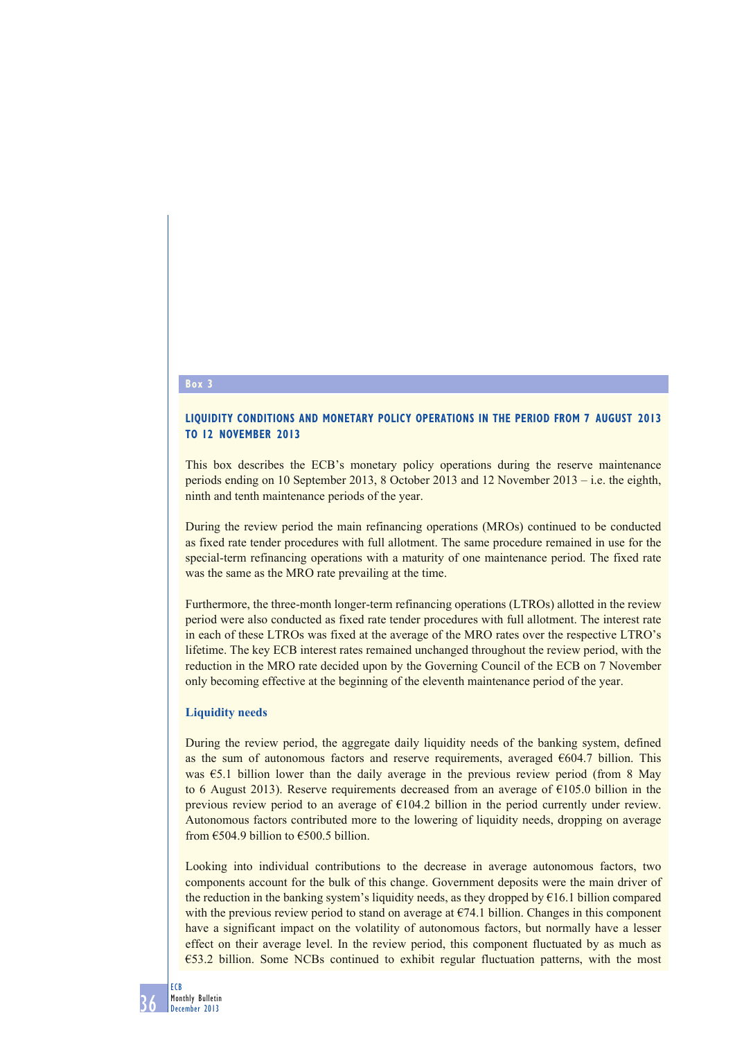**Box 3**

### LIQUIDITY CONDITIONS AND MONETARY POLICY OPERATIONS IN THE PERIOD FROM 7 AUGUST 2013 TO 12 NOVEMBER 2013

This box describes the ECB's monetary policy operations during the reserve maintenance periods ending on 10 September 2013, 8 October 2013 and 12 November 2013 – i.e. the eighth, ninth and tenth maintenance periods of the year.

During the review period the main refinancing operations (MROs) continued to be conducted as fixed rate tender procedures with full allotment. The same procedure remained in use for the special-term refinancing operations with a maturity of one maintenance period. The fixed rate was the same as the MRO rate prevailing at the time.

Furthermore, the three-month longer-term refinancing operations (LTROs) allotted in the review period were also conducted as fixed rate tender procedures with full allotment. The interest rate in each of these LTROs was fixed at the average of the MRO rates over the respective LTRO's lifetime. The key ECB interest rates remained unchanged throughout the review period, with the reduction in the MRO rate decided upon by the Governing Council of the ECB on 7 November only becoming effective at the beginning of the eleventh maintenance period of the year.

#### Liquidity needs

During the review period, the aggregate daily liquidity needs of the banking system, defined as the sum of autonomous factors and reserve requirements, averaged €604.7 billion. This was €5.1 billion lower than the daily average in the previous review period (from 8 May to 6 August 2013). Reserve requirements decreased from an average of €105.0 billion in the previous review period to an average of €104.2 billion in the period currently under review. Autonomous factors contributed more to the lowering of liquidity needs, dropping on average from €504.9 billion to €500.5 billion.

Looking into individual contributions to the decrease in average autonomous factors, two components account for the bulk of this change. Government deposits were the main driver of the reduction in the banking system's liquidity needs, as they dropped by €16.1 billion compared with the previous review period to stand on average at €74.1 billion. Changes in this component have a significant impact on the volatility of autonomous factors, but normally have a lesser effect on their average level. In the review period, this component fluctuated by as much as €53.2 billion. Some NCBs continued to exhibit regular fluctuation patterns, with the most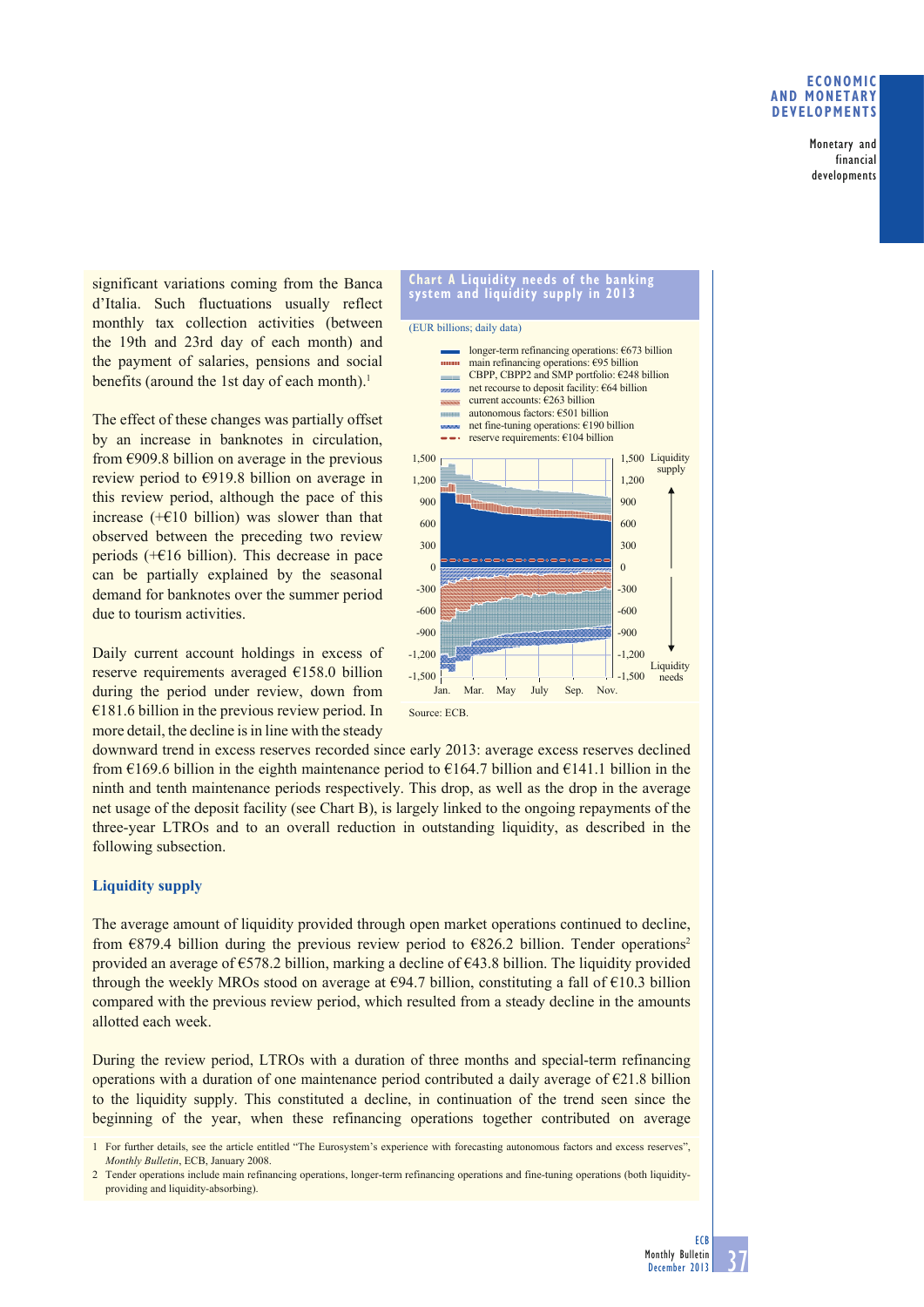significant variations coming from the Banca d'Italia. Such fluctuations usually reflect monthly tax collection activities (between the 19th and 23rd day of each month) and the payment of salaries, pensions and social benefits (around the 1st day of each month).[1]

The effect of these changes was partially offset by an increase in banknotes in circulation, from €909.8 billion on average in the previous review period to €919.8 billion on average in this review period, although the pace of this increase (+€10 billion) was slower than that observed between the preceding two review periods (+€16 billion). This decrease in pace can be partially explained by the seasonal demand for banknotes over the summer period due to tourism activities.

Daily current account holdings in excess of reserve requirements averaged €158.0 billion during the period under review, down from €181.6 billion in the previous review period. In more detail, the decline is in line with the steady downward trend in excess reserves recorded since early 2013: average excess reserves declined from €169.6 billion in the eighth maintenance period to €164.7 billion and €141.1 billion in the ninth and tenth maintenance periods respectively. This drop, as well as the drop in the average net usage of the deposit facility (see Chart B), is largely linked to the ongoing repayments of the three-year LTROs and to an overall reduction in outstanding liquidity, as described in the following subsection.

**Chart A Liquidity needs of the banking system and liquidity supply in 2013**

(EUR billions; daily data)

- longer-term refinancing operations: €673 billion
- main refinancing operations: €95 billion
- CBPP, CBPP2 and SMP portfolio: €248 billion
- net recourse to deposit facility: €64 billion
- current accounts: €263 billion
- autonomous factors: €501 billion
- net fine-tuning operations: €190 billion
- reserve requirements: €104 billion

Source: ECB.

## Liquidity supply

The average amount of liquidity provided through open market operations continued to decline, from €879.4 billion during the previous review period to €826.2 billion. Tender operations[2] provided an average of €578.2 billion, marking a decline of €43.8 billion. The liquidity provided through the weekly MROs stood on average at €94.7 billion, constituting a fall of €10.3 billion compared with the previous review period, which resulted from a steady decline in the amounts allotted each week.

During the review period, LTROs with a duration of three months and special-term refinancing operations with a duration of one maintenance period contributed a daily average of €21.8 billion to the liquidity supply. This constituted a decline, in continuation of the trend seen since the beginning of the year, when these refinancing operations together contributed on average

1 For further details, see the article entitled "The Eurosystem's experience with forecasting autonomous factors and excess reserves", *Monthly Bulletin*, ECB, January 2008.

2 Tender operations include main refinancing operations, longer-term refinancing operations and fine-tuning operations (both liquidity-providing and liquidity-absorbing).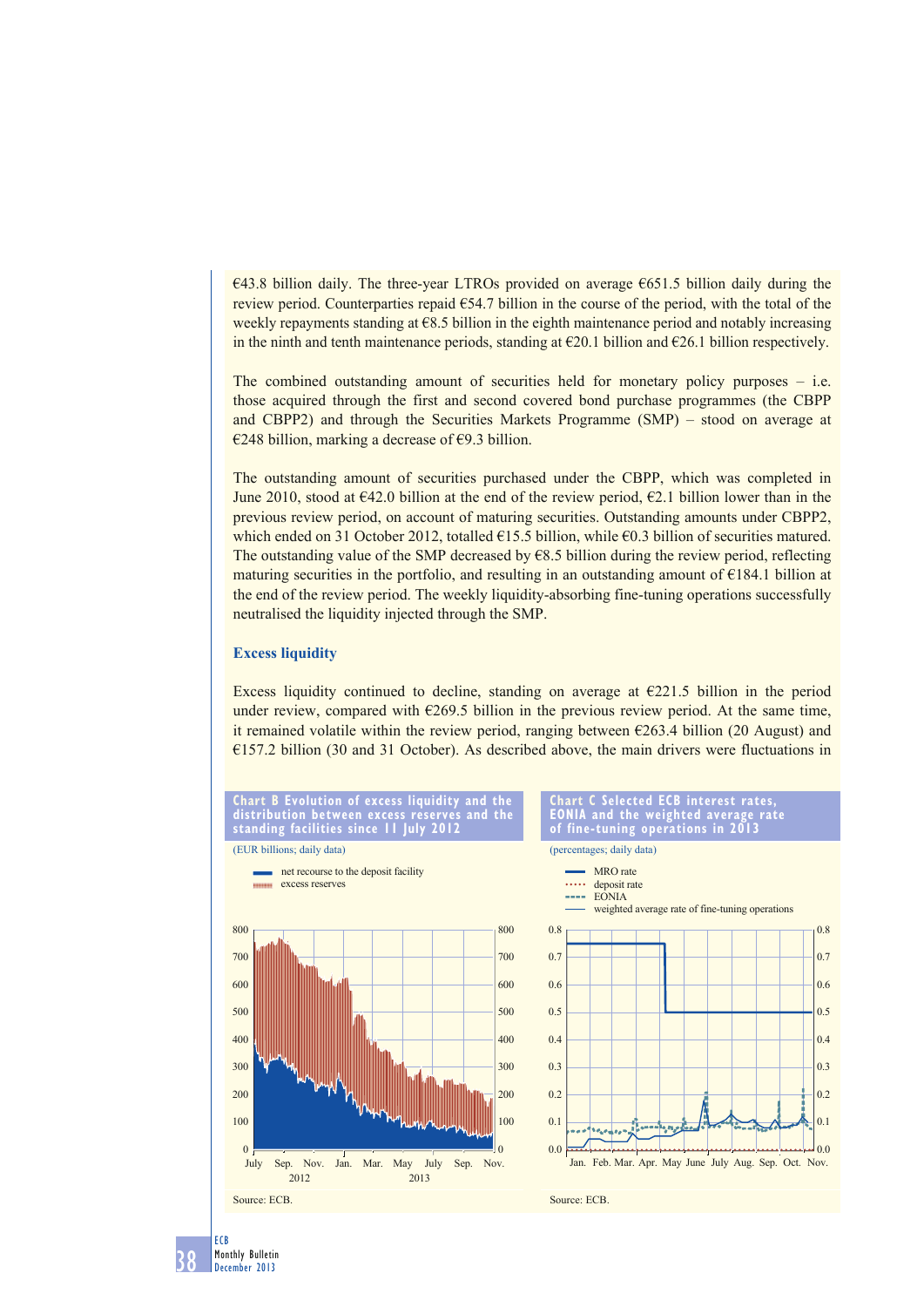€43.8 billion daily. The three-year LTROs provided on average €651.5 billion daily during the review period. Counterparties repaid €54.7 billion in the course of the period, with the total of the weekly repayments standing at €8.5 billion in the eighth maintenance period and notably increasing in the ninth and tenth maintenance periods, standing at €20.1 billion and €26.1 billion respectively.

The combined outstanding amount of securities held for monetary policy purposes – i.e. those acquired through the first and second covered bond purchase programmes (the CBPP and CBPP2) and through the Securities Markets Programme (SMP) – stood on average at €248 billion, marking a decrease of €9.3 billion.

The outstanding amount of securities purchased under the CBPP, which was completed in June 2010, stood at €42.0 billion at the end of the review period, €2.1 billion lower than in the previous review period, on account of maturing securities. Outstanding amounts under CBPP2, which ended on 31 October 2012, totalled €15.5 billion, while €0.3 billion of securities matured. The outstanding value of the SMP decreased by €8.5 billion during the review period, reflecting maturing securities in the portfolio, and resulting in an outstanding amount of €184.1 billion at the end of the review period. The weekly liquidity-absorbing fine-tuning operations successfully neutralised the liquidity injected through the SMP.

### Excess liquidity

Excess liquidity continued to decline, standing on average at €221.5 billion in the period under review, compared with €269.5 billion in the previous review period. At the same time, it remained volatile within the review period, ranging between €263.4 billion (20 August) and €157.2 billion (30 and 31 October). As described above, the main drivers were fluctuations in

**Chart B Evolution of excess liquidity and the distribution between excess reserves and the standing facilities since 11 July 2012**

(EUR billions; daily data)

- net recourse to the deposit facility
- excess reserves

Source: ECB.

**Chart C Selected ECB interest rates, EONIA and the weighted average rate of fine-tuning operations in 2013**

(percentages; daily data)

- MRO rate
- deposit rate
- EONIA
- weighted average rate of fine-tuning operations

Source: ECB.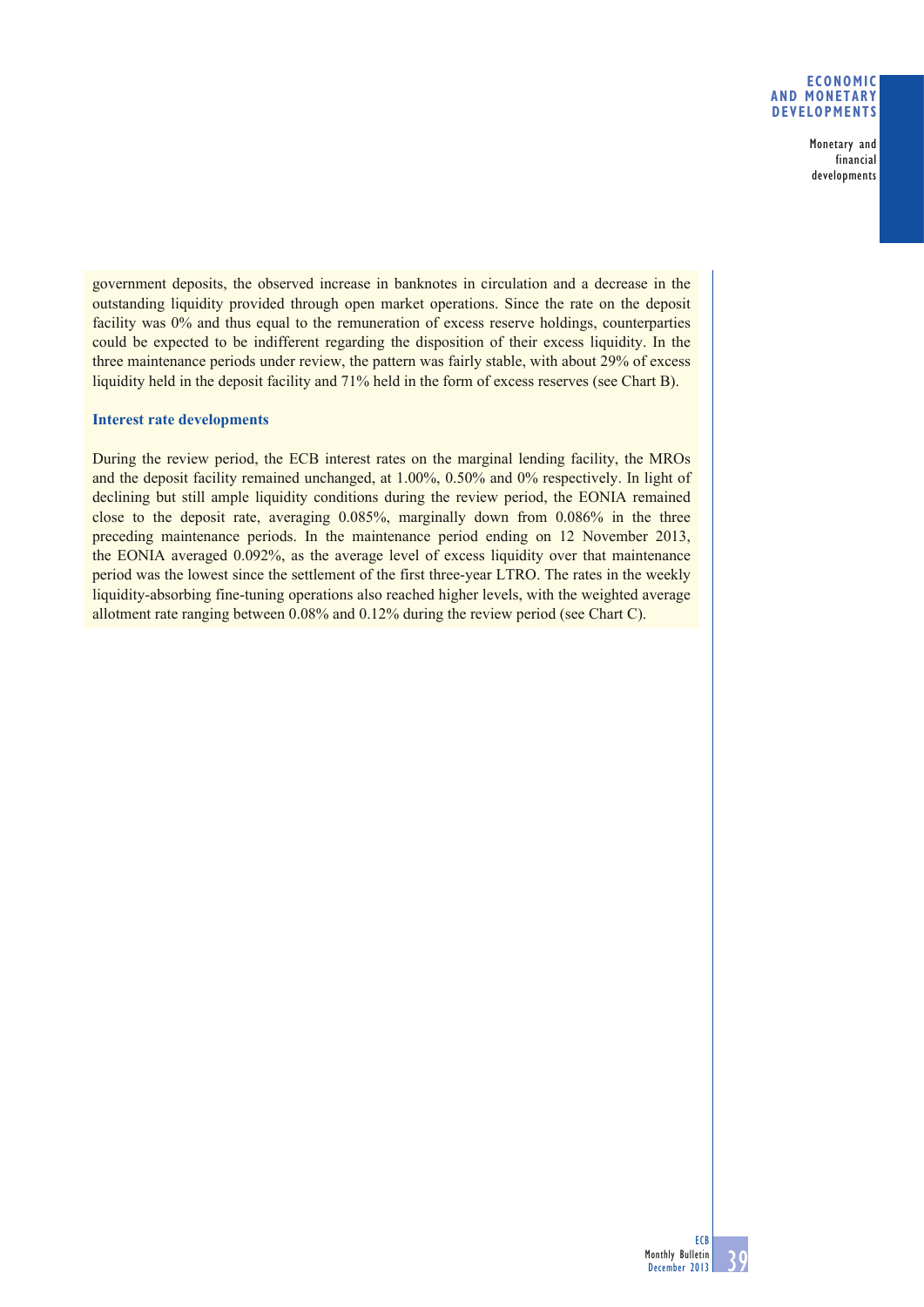government deposits, the observed increase in banknotes in circulation and a decrease in the outstanding liquidity provided through open market operations. Since the rate on the deposit facility was 0% and thus equal to the remuneration of excess reserve holdings, counterparties could be expected to be indifferent regarding the disposition of their excess liquidity. In the three maintenance periods under review, the pattern was fairly stable, with about 29% of excess liquidity held in the deposit facility and 71% held in the form of excess reserves (see Chart B).

### Interest rate developments

During the review period, the ECB interest rates on the marginal lending facility, the MROs and the deposit facility remained unchanged, at 1.00%, 0.50% and 0% respectively. In light of declining but still ample liquidity conditions during the review period, the EONIA remained close to the deposit rate, averaging 0.085%, marginally down from 0.086% in the three preceding maintenance periods. In the maintenance period ending on 12 November 2013, the EONIA averaged 0.092%, as the average level of excess liquidity over that maintenance period was the lowest since the settlement of the first three-year LTRO. The rates in the weekly liquidity-absorbing fine-tuning operations also reached higher levels, with the weighted average allotment rate ranging between 0.08% and 0.12% during the review period (see Chart C).